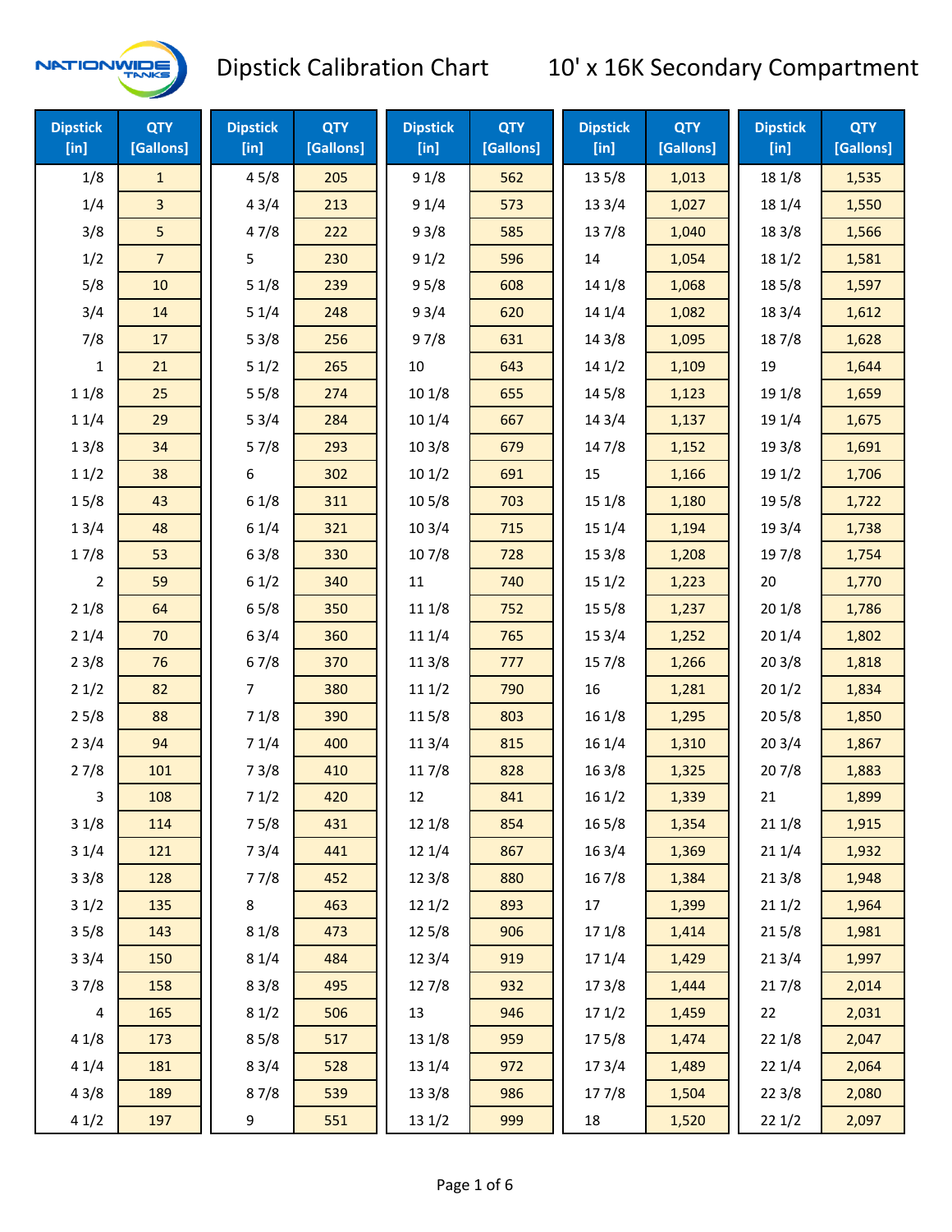# Dipstick Calibration Chart

## 10' x 16K Secondary Compartment

| Dipstick [in] | QTY [Gallons] |
|---|---|
| 1/8 | 1 |
| 1/4 | 3 |
| 3/8 | 5 |
| 1/2 | 7 |
| 5/8 | 10 |
| 3/4 | 14 |
| 7/8 | 17 |
| 1 | 21 |
| 1 1/8 | 25 |
| 1 1/4 | 29 |
| 1 3/8 | 34 |
| 1 1/2 | 38 |
| 1 5/8 | 43 |
| 1 3/4 | 48 |
| 1 7/8 | 53 |
| 2 | 59 |
| 2 1/8 | 64 |
| 2 1/4 | 70 |
| 2 3/8 | 76 |
| 2 1/2 | 82 |
| 2 5/8 | 88 |
| 2 3/4 | 94 |
| 2 7/8 | 101 |
| 3 | 108 |
| 3 1/8 | 114 |
| 3 1/4 | 121 |
| 3 3/8 | 128 |
| 3 1/2 | 135 |
| 3 5/8 | 143 |
| 3 3/4 | 150 |
| 3 7/8 | 158 |
| 4 | 165 |
| 4 1/8 | 173 |
| 4 1/4 | 181 |
| 4 3/8 | 189 |
| 4 1/2 | 197 |
| 4 5/8 | 205 |
| 4 3/4 | 213 |
| 4 7/8 | 222 |
| 5 | 230 |
| 5 1/8 | 239 |
| 5 1/4 | 248 |
| 5 3/8 | 256 |
| 5 1/2 | 265 |
| 5 5/8 | 274 |
| 5 3/4 | 284 |
| 5 7/8 | 293 |
| 6 | 302 |
| 6 1/8 | 311 |
| 6 1/4 | 321 |
| 6 3/8 | 330 |
| 6 1/2 | 340 |
| 6 5/8 | 350 |
| 6 3/4 | 360 |
| 6 7/8 | 370 |
| 7 | 380 |
| 7 1/8 | 390 |
| 7 1/4 | 400 |
| 7 3/8 | 410 |
| 7 1/2 | 420 |
| 7 5/8 | 431 |
| 7 3/4 | 441 |
| 7 7/8 | 452 |
| 8 | 463 |
| 8 1/8 | 473 |
| 8 1/4 | 484 |
| 8 3/8 | 495 |
| 8 1/2 | 506 |
| 8 5/8 | 517 |
| 8 3/4 | 528 |
| 8 7/8 | 539 |
| 9 | 551 |
| 9 1/8 | 562 |
| 9 1/4 | 573 |
| 9 3/8 | 585 |
| 9 1/2 | 596 |
| 9 5/8 | 608 |
| 9 3/4 | 620 |
| 9 7/8 | 631 |
| 10 | 643 |
| 10 1/8 | 655 |
| 10 1/4 | 667 |
| 10 3/8 | 679 |
| 10 1/2 | 691 |
| 10 5/8 | 703 |
| 10 3/4 | 715 |
| 10 7/8 | 728 |
| 11 | 740 |
| 11 1/8 | 752 |
| 11 1/4 | 765 |
| 11 3/8 | 777 |
| 11 1/2 | 790 |
| 11 5/8 | 803 |
| 11 3/4 | 815 |
| 11 7/8 | 828 |
| 12 | 841 |
| 12 1/8 | 854 |
| 12 1/4 | 867 |
| 12 3/8 | 880 |
| 12 1/2 | 893 |
| 12 5/8 | 906 |
| 12 3/4 | 919 |
| 12 7/8 | 932 |
| 13 | 946 |
| 13 1/8 | 959 |
| 13 1/4 | 972 |
| 13 3/8 | 986 |
| 13 1/2 | 999 |
| 13 5/8 | 1,013 |
| 13 3/4 | 1,027 |
| 13 7/8 | 1,040 |
| 14 | 1,054 |
| 14 1/8 | 1,068 |
| 14 1/4 | 1,082 |
| 14 3/8 | 1,095 |
| 14 1/2 | 1,109 |
| 14 5/8 | 1,123 |
| 14 3/4 | 1,137 |
| 14 7/8 | 1,152 |
| 15 | 1,166 |
| 15 1/8 | 1,180 |
| 15 1/4 | 1,194 |
| 15 3/8 | 1,208 |
| 15 1/2 | 1,223 |
| 15 5/8 | 1,237 |
| 15 3/4 | 1,252 |
| 15 7/8 | 1,266 |
| 16 | 1,281 |
| 16 1/8 | 1,295 |
| 16 1/4 | 1,310 |
| 16 3/8 | 1,325 |
| 16 1/2 | 1,339 |
| 16 5/8 | 1,354 |
| 16 3/4 | 1,369 |
| 16 7/8 | 1,384 |
| 17 | 1,399 |
| 17 1/8 | 1,414 |
| 17 1/4 | 1,429 |
| 17 3/8 | 1,444 |
| 17 1/2 | 1,459 |
| 17 5/8 | 1,474 |
| 17 3/4 | 1,489 |
| 17 7/8 | 1,504 |
| 18 | 1,520 |
| 18 1/8 | 1,535 |
| 18 1/4 | 1,550 |
| 18 3/8 | 1,566 |
| 18 1/2 | 1,581 |
| 18 5/8 | 1,597 |
| 18 3/4 | 1,612 |
| 18 7/8 | 1,628 |
| 19 | 1,644 |
| 19 1/8 | 1,659 |
| 19 1/4 | 1,675 |
| 19 3/8 | 1,691 |
| 19 1/2 | 1,706 |
| 19 5/8 | 1,722 |
| 19 3/4 | 1,738 |
| 19 7/8 | 1,754 |
| 20 | 1,770 |
| 20 1/8 | 1,786 |
| 20 1/4 | 1,802 |
| 20 3/8 | 1,818 |
| 20 1/2 | 1,834 |
| 20 5/8 | 1,850 |
| 20 3/4 | 1,867 |
| 20 7/8 | 1,883 |
| 21 | 1,899 |
| 21 1/8 | 1,915 |
| 21 1/4 | 1,932 |
| 21 3/8 | 1,948 |
| 21 1/2 | 1,964 |
| 21 5/8 | 1,981 |
| 21 3/4 | 1,997 |
| 21 7/8 | 2,014 |
| 22 | 2,031 |
| 22 1/8 | 2,047 |
| 22 1/4 | 2,064 |
| 22 3/8 | 2,080 |
| 22 1/2 | 2,097 |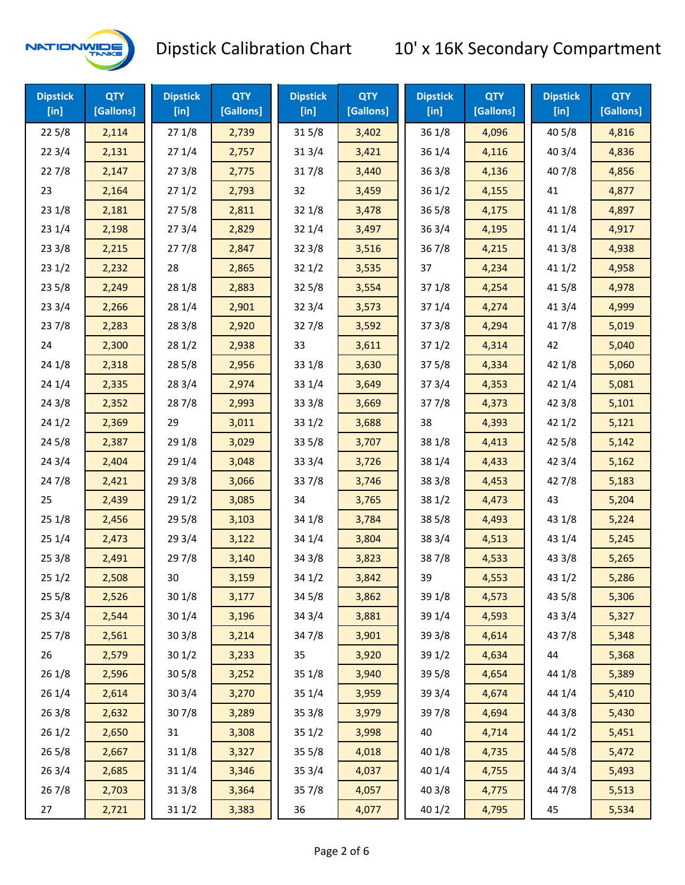# Dipstick Calibration Chart — 10' x 16K Secondary Compartment

| Dipstick [in] | QTY [Gallons] | Dipstick [in] | QTY [Gallons] | Dipstick [in] | QTY [Gallons] | Dipstick [in] | QTY [Gallons] | Dipstick [in] | QTY [Gallons] |
|---|---|---|---|---|---|---|---|---|---|
| 22 5/8 | 2,114 | 27 1/8 | 2,739 | 31 5/8 | 3,402 | 36 1/8 | 4,096 | 40 5/8 | 4,816 |
| 22 3/4 | 2,131 | 27 1/4 | 2,757 | 31 3/4 | 3,421 | 36 1/4 | 4,116 | 40 3/4 | 4,836 |
| 22 7/8 | 2,147 | 27 3/8 | 2,775 | 31 7/8 | 3,440 | 36 3/8 | 4,136 | 40 7/8 | 4,856 |
| 23 | 2,164 | 27 1/2 | 2,793 | 32 | 3,459 | 36 1/2 | 4,155 | 41 | 4,877 |
| 23 1/8 | 2,181 | 27 5/8 | 2,811 | 32 1/8 | 3,478 | 36 5/8 | 4,175 | 41 1/8 | 4,897 |
| 23 1/4 | 2,198 | 27 3/4 | 2,829 | 32 1/4 | 3,497 | 36 3/4 | 4,195 | 41 1/4 | 4,917 |
| 23 3/8 | 2,215 | 27 7/8 | 2,847 | 32 3/8 | 3,516 | 36 7/8 | 4,215 | 41 3/8 | 4,938 |
| 23 1/2 | 2,232 | 28 | 2,865 | 32 1/2 | 3,535 | 37 | 4,234 | 41 1/2 | 4,958 |
| 23 5/8 | 2,249 | 28 1/8 | 2,883 | 32 5/8 | 3,554 | 37 1/8 | 4,254 | 41 5/8 | 4,978 |
| 23 3/4 | 2,266 | 28 1/4 | 2,901 | 32 3/4 | 3,573 | 37 1/4 | 4,274 | 41 3/4 | 4,999 |
| 23 7/8 | 2,283 | 28 3/8 | 2,920 | 32 7/8 | 3,592 | 37 3/8 | 4,294 | 41 7/8 | 5,019 |
| 24 | 2,300 | 28 1/2 | 2,938 | 33 | 3,611 | 37 1/2 | 4,314 | 42 | 5,040 |
| 24 1/8 | 2,318 | 28 5/8 | 2,956 | 33 1/8 | 3,630 | 37 5/8 | 4,334 | 42 1/8 | 5,060 |
| 24 1/4 | 2,335 | 28 3/4 | 2,974 | 33 1/4 | 3,649 | 37 3/4 | 4,353 | 42 1/4 | 5,081 |
| 24 3/8 | 2,352 | 28 7/8 | 2,993 | 33 3/8 | 3,669 | 37 7/8 | 4,373 | 42 3/8 | 5,101 |
| 24 1/2 | 2,369 | 29 | 3,011 | 33 1/2 | 3,688 | 38 | 4,393 | 42 1/2 | 5,121 |
| 24 5/8 | 2,387 | 29 1/8 | 3,029 | 33 5/8 | 3,707 | 38 1/8 | 4,413 | 42 5/8 | 5,142 |
| 24 3/4 | 2,404 | 29 1/4 | 3,048 | 33 3/4 | 3,726 | 38 1/4 | 4,433 | 42 3/4 | 5,162 |
| 24 7/8 | 2,421 | 29 3/8 | 3,066 | 33 7/8 | 3,746 | 38 3/8 | 4,453 | 42 7/8 | 5,183 |
| 25 | 2,439 | 29 1/2 | 3,085 | 34 | 3,765 | 38 1/2 | 4,473 | 43 | 5,204 |
| 25 1/8 | 2,456 | 29 5/8 | 3,103 | 34 1/8 | 3,784 | 38 5/8 | 4,493 | 43 1/8 | 5,224 |
| 25 1/4 | 2,473 | 29 3/4 | 3,122 | 34 1/4 | 3,804 | 38 3/4 | 4,513 | 43 1/4 | 5,245 |
| 25 3/8 | 2,491 | 29 7/8 | 3,140 | 34 3/8 | 3,823 | 38 7/8 | 4,533 | 43 3/8 | 5,265 |
| 25 1/2 | 2,508 | 30 | 3,159 | 34 1/2 | 3,842 | 39 | 4,553 | 43 1/2 | 5,286 |
| 25 5/8 | 2,526 | 30 1/8 | 3,177 | 34 5/8 | 3,862 | 39 1/8 | 4,573 | 43 5/8 | 5,306 |
| 25 3/4 | 2,544 | 30 1/4 | 3,196 | 34 3/4 | 3,881 | 39 1/4 | 4,593 | 43 3/4 | 5,327 |
| 25 7/8 | 2,561 | 30 3/8 | 3,214 | 34 7/8 | 3,901 | 39 3/8 | 4,614 | 43 7/8 | 5,348 |
| 26 | 2,579 | 30 1/2 | 3,233 | 35 | 3,920 | 39 1/2 | 4,634 | 44 | 5,368 |
| 26 1/8 | 2,596 | 30 5/8 | 3,252 | 35 1/8 | 3,940 | 39 5/8 | 4,654 | 44 1/8 | 5,389 |
| 26 1/4 | 2,614 | 30 3/4 | 3,270 | 35 1/4 | 3,959 | 39 3/4 | 4,674 | 44 1/4 | 5,410 |
| 26 3/8 | 2,632 | 30 7/8 | 3,289 | 35 3/8 | 3,979 | 39 7/8 | 4,694 | 44 3/8 | 5,430 |
| 26 1/2 | 2,650 | 31 | 3,308 | 35 1/2 | 3,998 | 40 | 4,714 | 44 1/2 | 5,451 |
| 26 5/8 | 2,667 | 31 1/8 | 3,327 | 35 5/8 | 4,018 | 40 1/8 | 4,735 | 44 5/8 | 5,472 |
| 26 3/4 | 2,685 | 31 1/4 | 3,346 | 35 3/4 | 4,037 | 40 1/4 | 4,755 | 44 3/4 | 5,493 |
| 26 7/8 | 2,703 | 31 3/8 | 3,364 | 35 7/8 | 4,057 | 40 3/8 | 4,775 | 44 7/8 | 5,513 |
| 27 | 2,721 | 31 1/2 | 3,383 | 36 | 4,077 | 40 1/2 | 4,795 | 45 | 5,534 |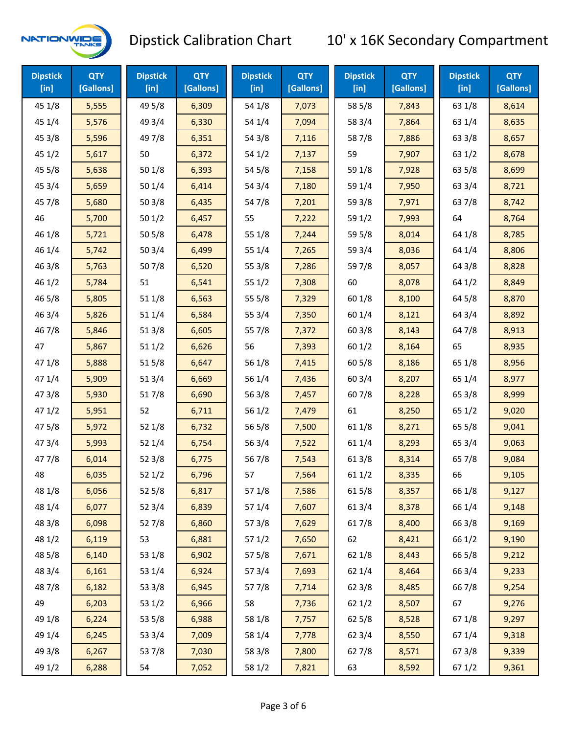# Dipstick Calibration Chart

## 10' x 16K Secondary Compartment

| Dipstick [in] | QTY [Gallons] |
|---|---|
| 45 1/8 | 5,555 |
| 45 1/4 | 5,576 |
| 45 3/8 | 5,596 |
| 45 1/2 | 5,617 |
| 45 5/8 | 5,638 |
| 45 3/4 | 5,659 |
| 45 7/8 | 5,680 |
| 46 | 5,700 |
| 46 1/8 | 5,721 |
| 46 1/4 | 5,742 |
| 46 3/8 | 5,763 |
| 46 1/2 | 5,784 |
| 46 5/8 | 5,805 |
| 46 3/4 | 5,826 |
| 46 7/8 | 5,846 |
| 47 | 5,867 |
| 47 1/8 | 5,888 |
| 47 1/4 | 5,909 |
| 47 3/8 | 5,930 |
| 47 1/2 | 5,951 |
| 47 5/8 | 5,972 |
| 47 3/4 | 5,993 |
| 47 7/8 | 6,014 |
| 48 | 6,035 |
| 48 1/8 | 6,056 |
| 48 1/4 | 6,077 |
| 48 3/8 | 6,098 |
| 48 1/2 | 6,119 |
| 48 5/8 | 6,140 |
| 48 3/4 | 6,161 |
| 48 7/8 | 6,182 |
| 49 | 6,203 |
| 49 1/8 | 6,224 |
| 49 1/4 | 6,245 |
| 49 3/8 | 6,267 |
| 49 1/2 | 6,288 |
| 49 5/8 | 6,309 |
| 49 3/4 | 6,330 |
| 49 7/8 | 6,351 |
| 50 | 6,372 |
| 50 1/8 | 6,393 |
| 50 1/4 | 6,414 |
| 50 3/8 | 6,435 |
| 50 1/2 | 6,457 |
| 50 5/8 | 6,478 |
| 50 3/4 | 6,499 |
| 50 7/8 | 6,520 |
| 51 | 6,541 |
| 51 1/8 | 6,563 |
| 51 1/4 | 6,584 |
| 51 3/8 | 6,605 |
| 51 1/2 | 6,626 |
| 51 5/8 | 6,647 |
| 51 3/4 | 6,669 |
| 51 7/8 | 6,690 |
| 52 | 6,711 |
| 52 1/8 | 6,732 |
| 52 1/4 | 6,754 |
| 52 3/8 | 6,775 |
| 52 1/2 | 6,796 |
| 52 5/8 | 6,817 |
| 52 3/4 | 6,839 |
| 52 7/8 | 6,860 |
| 53 | 6,881 |
| 53 1/8 | 6,902 |
| 53 1/4 | 6,924 |
| 53 3/8 | 6,945 |
| 53 1/2 | 6,966 |
| 53 5/8 | 6,988 |
| 53 3/4 | 7,009 |
| 53 7/8 | 7,030 |
| 54 | 7,052 |
| 54 1/8 | 7,073 |
| 54 1/4 | 7,094 |
| 54 3/8 | 7,116 |
| 54 1/2 | 7,137 |
| 54 5/8 | 7,158 |
| 54 3/4 | 7,180 |
| 54 7/8 | 7,201 |
| 55 | 7,222 |
| 55 1/8 | 7,244 |
| 55 1/4 | 7,265 |
| 55 3/8 | 7,286 |
| 55 1/2 | 7,308 |
| 55 5/8 | 7,329 |
| 55 3/4 | 7,350 |
| 55 7/8 | 7,372 |
| 56 | 7,393 |
| 56 1/8 | 7,415 |
| 56 1/4 | 7,436 |
| 56 3/8 | 7,457 |
| 56 1/2 | 7,479 |
| 56 5/8 | 7,500 |
| 56 3/4 | 7,522 |
| 56 7/8 | 7,543 |
| 57 | 7,564 |
| 57 1/8 | 7,586 |
| 57 1/4 | 7,607 |
| 57 3/8 | 7,629 |
| 57 1/2 | 7,650 |
| 57 5/8 | 7,671 |
| 57 3/4 | 7,693 |
| 57 7/8 | 7,714 |
| 58 | 7,736 |
| 58 1/8 | 7,757 |
| 58 1/4 | 7,778 |
| 58 3/8 | 7,800 |
| 58 1/2 | 7,821 |
| 58 5/8 | 7,843 |
| 58 3/4 | 7,864 |
| 58 7/8 | 7,886 |
| 59 | 7,907 |
| 59 1/8 | 7,928 |
| 59 1/4 | 7,950 |
| 59 3/8 | 7,971 |
| 59 1/2 | 7,993 |
| 59 5/8 | 8,014 |
| 59 3/4 | 8,036 |
| 59 7/8 | 8,057 |
| 60 | 8,078 |
| 60 1/8 | 8,100 |
| 60 1/4 | 8,121 |
| 60 3/8 | 8,143 |
| 60 1/2 | 8,164 |
| 60 5/8 | 8,186 |
| 60 3/4 | 8,207 |
| 60 7/8 | 8,228 |
| 61 | 8,250 |
| 61 1/8 | 8,271 |
| 61 1/4 | 8,293 |
| 61 3/8 | 8,314 |
| 61 1/2 | 8,335 |
| 61 5/8 | 8,357 |
| 61 3/4 | 8,378 |
| 61 7/8 | 8,400 |
| 62 | 8,421 |
| 62 1/8 | 8,443 |
| 62 1/4 | 8,464 |
| 62 3/8 | 8,485 |
| 62 1/2 | 8,507 |
| 62 5/8 | 8,528 |
| 62 3/4 | 8,550 |
| 62 7/8 | 8,571 |
| 63 | 8,592 |
| 63 1/8 | 8,614 |
| 63 1/4 | 8,635 |
| 63 3/8 | 8,657 |
| 63 1/2 | 8,678 |
| 63 5/8 | 8,699 |
| 63 3/4 | 8,721 |
| 63 7/8 | 8,742 |
| 64 | 8,764 |
| 64 1/8 | 8,785 |
| 64 1/4 | 8,806 |
| 64 3/8 | 8,828 |
| 64 1/2 | 8,849 |
| 64 5/8 | 8,870 |
| 64 3/4 | 8,892 |
| 64 7/8 | 8,913 |
| 65 | 8,935 |
| 65 1/8 | 8,956 |
| 65 1/4 | 8,977 |
| 65 3/8 | 8,999 |
| 65 1/2 | 9,020 |
| 65 5/8 | 9,041 |
| 65 3/4 | 9,063 |
| 65 7/8 | 9,084 |
| 66 | 9,105 |
| 66 1/8 | 9,127 |
| 66 1/4 | 9,148 |
| 66 3/8 | 9,169 |
| 66 1/2 | 9,190 |
| 66 5/8 | 9,212 |
| 66 3/4 | 9,233 |
| 66 7/8 | 9,254 |
| 67 | 9,276 |
| 67 1/8 | 9,297 |
| 67 1/4 | 9,318 |
| 67 3/8 | 9,339 |
| 67 1/2 | 9,361 |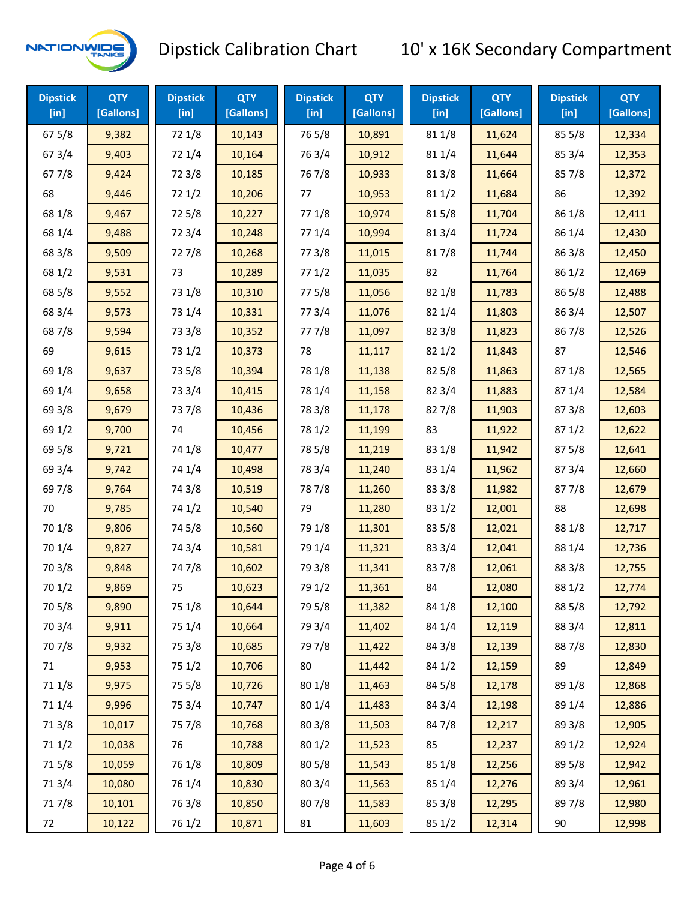# Dipstick Calibration Chart

## 10' x 16K Secondary Compartment

| Dipstick [in] | QTY [Gallons] | Dipstick [in] | QTY [Gallons] | Dipstick [in] | QTY [Gallons] | Dipstick [in] | QTY [Gallons] | Dipstick [in] | QTY [Gallons] |
|---|---|---|---|---|---|---|---|---|---|
| 67 5/8 | 9,382 | 72 1/8 | 10,143 | 76 5/8 | 10,891 | 81 1/8 | 11,624 | 85 5/8 | 12,334 |
| 67 3/4 | 9,403 | 72 1/4 | 10,164 | 76 3/4 | 10,912 | 81 1/4 | 11,644 | 85 3/4 | 12,353 |
| 67 7/8 | 9,424 | 72 3/8 | 10,185 | 76 7/8 | 10,933 | 81 3/8 | 11,664 | 85 7/8 | 12,372 |
| 68 | 9,446 | 72 1/2 | 10,206 | 77 | 10,953 | 81 1/2 | 11,684 | 86 | 12,392 |
| 68 1/8 | 9,467 | 72 5/8 | 10,227 | 77 1/8 | 10,974 | 81 5/8 | 11,704 | 86 1/8 | 12,411 |
| 68 1/4 | 9,488 | 72 3/4 | 10,248 | 77 1/4 | 10,994 | 81 3/4 | 11,724 | 86 1/4 | 12,430 |
| 68 3/8 | 9,509 | 72 7/8 | 10,268 | 77 3/8 | 11,015 | 81 7/8 | 11,744 | 86 3/8 | 12,450 |
| 68 1/2 | 9,531 | 73 | 10,289 | 77 1/2 | 11,035 | 82 | 11,764 | 86 1/2 | 12,469 |
| 68 5/8 | 9,552 | 73 1/8 | 10,310 | 77 5/8 | 11,056 | 82 1/8 | 11,783 | 86 5/8 | 12,488 |
| 68 3/4 | 9,573 | 73 1/4 | 10,331 | 77 3/4 | 11,076 | 82 1/4 | 11,803 | 86 3/4 | 12,507 |
| 68 7/8 | 9,594 | 73 3/8 | 10,352 | 77 7/8 | 11,097 | 82 3/8 | 11,823 | 86 7/8 | 12,526 |
| 69 | 9,615 | 73 1/2 | 10,373 | 78 | 11,117 | 82 1/2 | 11,843 | 87 | 12,546 |
| 69 1/8 | 9,637 | 73 5/8 | 10,394 | 78 1/8 | 11,138 | 82 5/8 | 11,863 | 87 1/8 | 12,565 |
| 69 1/4 | 9,658 | 73 3/4 | 10,415 | 78 1/4 | 11,158 | 82 3/4 | 11,883 | 87 1/4 | 12,584 |
| 69 3/8 | 9,679 | 73 7/8 | 10,436 | 78 3/8 | 11,178 | 82 7/8 | 11,903 | 87 3/8 | 12,603 |
| 69 1/2 | 9,700 | 74 | 10,456 | 78 1/2 | 11,199 | 83 | 11,922 | 87 1/2 | 12,622 |
| 69 5/8 | 9,721 | 74 1/8 | 10,477 | 78 5/8 | 11,219 | 83 1/8 | 11,942 | 87 5/8 | 12,641 |
| 69 3/4 | 9,742 | 74 1/4 | 10,498 | 78 3/4 | 11,240 | 83 1/4 | 11,962 | 87 3/4 | 12,660 |
| 69 7/8 | 9,764 | 74 3/8 | 10,519 | 78 7/8 | 11,260 | 83 3/8 | 11,982 | 87 7/8 | 12,679 |
| 70 | 9,785 | 74 1/2 | 10,540 | 79 | 11,280 | 83 1/2 | 12,001 | 88 | 12,698 |
| 70 1/8 | 9,806 | 74 5/8 | 10,560 | 79 1/8 | 11,301 | 83 5/8 | 12,021 | 88 1/8 | 12,717 |
| 70 1/4 | 9,827 | 74 3/4 | 10,581 | 79 1/4 | 11,321 | 83 3/4 | 12,041 | 88 1/4 | 12,736 |
| 70 3/8 | 9,848 | 74 7/8 | 10,602 | 79 3/8 | 11,341 | 83 7/8 | 12,061 | 88 3/8 | 12,755 |
| 70 1/2 | 9,869 | 75 | 10,623 | 79 1/2 | 11,361 | 84 | 12,080 | 88 1/2 | 12,774 |
| 70 5/8 | 9,890 | 75 1/8 | 10,644 | 79 5/8 | 11,382 | 84 1/8 | 12,100 | 88 5/8 | 12,792 |
| 70 3/4 | 9,911 | 75 1/4 | 10,664 | 79 3/4 | 11,402 | 84 1/4 | 12,119 | 88 3/4 | 12,811 |
| 70 7/8 | 9,932 | 75 3/8 | 10,685 | 79 7/8 | 11,422 | 84 3/8 | 12,139 | 88 7/8 | 12,830 |
| 71 | 9,953 | 75 1/2 | 10,706 | 80 | 11,442 | 84 1/2 | 12,159 | 89 | 12,849 |
| 71 1/8 | 9,975 | 75 5/8 | 10,726 | 80 1/8 | 11,463 | 84 5/8 | 12,178 | 89 1/8 | 12,868 |
| 71 1/4 | 9,996 | 75 3/4 | 10,747 | 80 1/4 | 11,483 | 84 3/4 | 12,198 | 89 1/4 | 12,886 |
| 71 3/8 | 10,017 | 75 7/8 | 10,768 | 80 3/8 | 11,503 | 84 7/8 | 12,217 | 89 3/8 | 12,905 |
| 71 1/2 | 10,038 | 76 | 10,788 | 80 1/2 | 11,523 | 85 | 12,237 | 89 1/2 | 12,924 |
| 71 5/8 | 10,059 | 76 1/8 | 10,809 | 80 5/8 | 11,543 | 85 1/8 | 12,256 | 89 5/8 | 12,942 |
| 71 3/4 | 10,080 | 76 1/4 | 10,830 | 80 3/4 | 11,563 | 85 1/4 | 12,276 | 89 3/4 | 12,961 |
| 71 7/8 | 10,101 | 76 3/8 | 10,850 | 80 7/8 | 11,583 | 85 3/8 | 12,295 | 89 7/8 | 12,980 |
| 72 | 10,122 | 76 1/2 | 10,871 | 81 | 11,603 | 85 1/2 | 12,314 | 90 | 12,998 |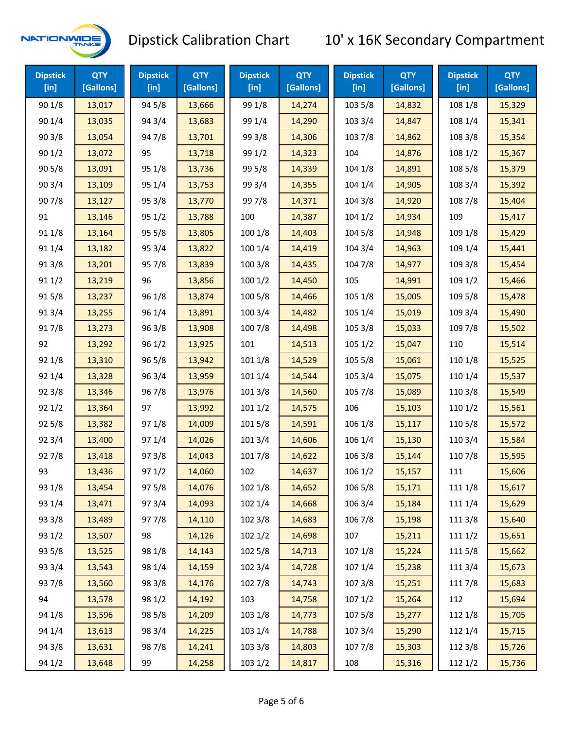# Dipstick Calibration Chart — 10' x 16K Secondary Compartment

| Dipstick [in] | QTY [Gallons] | Dipstick [in] | QTY [Gallons] | Dipstick [in] | QTY [Gallons] | Dipstick [in] | QTY [Gallons] | Dipstick [in] | QTY [Gallons] |
|---|---|---|---|---|---|---|---|---|---|
| 90 1/8 | 13,017 | 94 5/8 | 13,666 | 99 1/8 | 14,274 | 103 5/8 | 14,832 | 108 1/8 | 15,329 |
| 90 1/4 | 13,035 | 94 3/4 | 13,683 | 99 1/4 | 14,290 | 103 3/4 | 14,847 | 108 1/4 | 15,341 |
| 90 3/8 | 13,054 | 94 7/8 | 13,701 | 99 3/8 | 14,306 | 103 7/8 | 14,862 | 108 3/8 | 15,354 |
| 90 1/2 | 13,072 | 95 | 13,718 | 99 1/2 | 14,323 | 104 | 14,876 | 108 1/2 | 15,367 |
| 90 5/8 | 13,091 | 95 1/8 | 13,736 | 99 5/8 | 14,339 | 104 1/8 | 14,891 | 108 5/8 | 15,379 |
| 90 3/4 | 13,109 | 95 1/4 | 13,753 | 99 3/4 | 14,355 | 104 1/4 | 14,905 | 108 3/4 | 15,392 |
| 90 7/8 | 13,127 | 95 3/8 | 13,770 | 99 7/8 | 14,371 | 104 3/8 | 14,920 | 108 7/8 | 15,404 |
| 91 | 13,146 | 95 1/2 | 13,788 | 100 | 14,387 | 104 1/2 | 14,934 | 109 | 15,417 |
| 91 1/8 | 13,164 | 95 5/8 | 13,805 | 100 1/8 | 14,403 | 104 5/8 | 14,948 | 109 1/8 | 15,429 |
| 91 1/4 | 13,182 | 95 3/4 | 13,822 | 100 1/4 | 14,419 | 104 3/4 | 14,963 | 109 1/4 | 15,441 |
| 91 3/8 | 13,201 | 95 7/8 | 13,839 | 100 3/8 | 14,435 | 104 7/8 | 14,977 | 109 3/8 | 15,454 |
| 91 1/2 | 13,219 | 96 | 13,856 | 100 1/2 | 14,450 | 105 | 14,991 | 109 1/2 | 15,466 |
| 91 5/8 | 13,237 | 96 1/8 | 13,874 | 100 5/8 | 14,466 | 105 1/8 | 15,005 | 109 5/8 | 15,478 |
| 91 3/4 | 13,255 | 96 1/4 | 13,891 | 100 3/4 | 14,482 | 105 1/4 | 15,019 | 109 3/4 | 15,490 |
| 91 7/8 | 13,273 | 96 3/8 | 13,908 | 100 7/8 | 14,498 | 105 3/8 | 15,033 | 109 7/8 | 15,502 |
| 92 | 13,292 | 96 1/2 | 13,925 | 101 | 14,513 | 105 1/2 | 15,047 | 110 | 15,514 |
| 92 1/8 | 13,310 | 96 5/8 | 13,942 | 101 1/8 | 14,529 | 105 5/8 | 15,061 | 110 1/8 | 15,525 |
| 92 1/4 | 13,328 | 96 3/4 | 13,959 | 101 1/4 | 14,544 | 105 3/4 | 15,075 | 110 1/4 | 15,537 |
| 92 3/8 | 13,346 | 96 7/8 | 13,976 | 101 3/8 | 14,560 | 105 7/8 | 15,089 | 110 3/8 | 15,549 |
| 92 1/2 | 13,364 | 97 | 13,992 | 101 1/2 | 14,575 | 106 | 15,103 | 110 1/2 | 15,561 |
| 92 5/8 | 13,382 | 97 1/8 | 14,009 | 101 5/8 | 14,591 | 106 1/8 | 15,117 | 110 5/8 | 15,572 |
| 92 3/4 | 13,400 | 97 1/4 | 14,026 | 101 3/4 | 14,606 | 106 1/4 | 15,130 | 110 3/4 | 15,584 |
| 92 7/8 | 13,418 | 97 3/8 | 14,043 | 101 7/8 | 14,622 | 106 3/8 | 15,144 | 110 7/8 | 15,595 |
| 93 | 13,436 | 97 1/2 | 14,060 | 102 | 14,637 | 106 1/2 | 15,157 | 111 | 15,606 |
| 93 1/8 | 13,454 | 97 5/8 | 14,076 | 102 1/8 | 14,652 | 106 5/8 | 15,171 | 111 1/8 | 15,617 |
| 93 1/4 | 13,471 | 97 3/4 | 14,093 | 102 1/4 | 14,668 | 106 3/4 | 15,184 | 111 1/4 | 15,629 |
| 93 3/8 | 13,489 | 97 7/8 | 14,110 | 102 3/8 | 14,683 | 106 7/8 | 15,198 | 111 3/8 | 15,640 |
| 93 1/2 | 13,507 | 98 | 14,126 | 102 1/2 | 14,698 | 107 | 15,211 | 111 1/2 | 15,651 |
| 93 5/8 | 13,525 | 98 1/8 | 14,143 | 102 5/8 | 14,713 | 107 1/8 | 15,224 | 111 5/8 | 15,662 |
| 93 3/4 | 13,543 | 98 1/4 | 14,159 | 102 3/4 | 14,728 | 107 1/4 | 15,238 | 111 3/4 | 15,673 |
| 93 7/8 | 13,560 | 98 3/8 | 14,176 | 102 7/8 | 14,743 | 107 3/8 | 15,251 | 111 7/8 | 15,683 |
| 94 | 13,578 | 98 1/2 | 14,192 | 103 | 14,758 | 107 1/2 | 15,264 | 112 | 15,694 |
| 94 1/8 | 13,596 | 98 5/8 | 14,209 | 103 1/8 | 14,773 | 107 5/8 | 15,277 | 112 1/8 | 15,705 |
| 94 1/4 | 13,613 | 98 3/4 | 14,225 | 103 1/4 | 14,788 | 107 3/4 | 15,290 | 112 1/4 | 15,715 |
| 94 3/8 | 13,631 | 98 7/8 | 14,241 | 103 3/8 | 14,803 | 107 7/8 | 15,303 | 112 3/8 | 15,726 |
| 94 1/2 | 13,648 | 99 | 14,258 | 103 1/2 | 14,817 | 108 | 15,316 | 112 1/2 | 15,736 |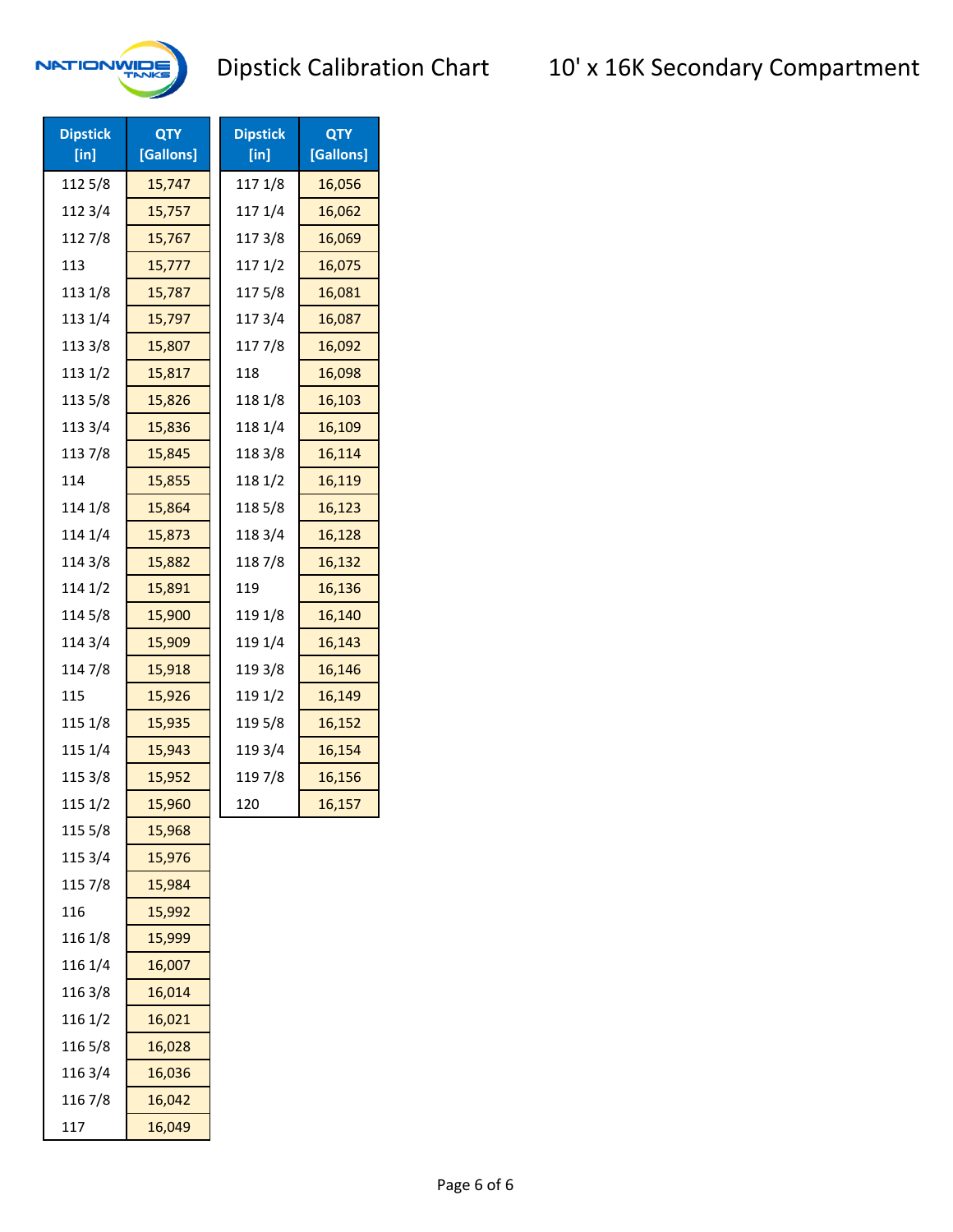# Dipstick Calibration Chart — 10' x 16K Secondary Compartment

| Dipstick [in] | QTY [Gallons] |
|---|---|
| 112 5/8 | 15,747 |
| 112 3/4 | 15,757 |
| 112 7/8 | 15,767 |
| 113 | 15,777 |
| 113 1/8 | 15,787 |
| 113 1/4 | 15,797 |
| 113 3/8 | 15,807 |
| 113 1/2 | 15,817 |
| 113 5/8 | 15,826 |
| 113 3/4 | 15,836 |
| 113 7/8 | 15,845 |
| 114 | 15,855 |
| 114 1/8 | 15,864 |
| 114 1/4 | 15,873 |
| 114 3/8 | 15,882 |
| 114 1/2 | 15,891 |
| 114 5/8 | 15,900 |
| 114 3/4 | 15,909 |
| 114 7/8 | 15,918 |
| 115 | 15,926 |
| 115 1/8 | 15,935 |
| 115 1/4 | 15,943 |
| 115 3/8 | 15,952 |
| 115 1/2 | 15,960 |
| 115 5/8 | 15,968 |
| 115 3/4 | 15,976 |
| 115 7/8 | 15,984 |
| 116 | 15,992 |
| 116 1/8 | 15,999 |
| 116 1/4 | 16,007 |
| 116 3/8 | 16,014 |
| 116 1/2 | 16,021 |
| 116 5/8 | 16,028 |
| 116 3/4 | 16,036 |
| 116 7/8 | 16,042 |
| 117 | 16,049 |

| Dipstick [in] | QTY [Gallons] |
|---|---|
| 117 1/8 | 16,056 |
| 117 1/4 | 16,062 |
| 117 3/8 | 16,069 |
| 117 1/2 | 16,075 |
| 117 5/8 | 16,081 |
| 117 3/4 | 16,087 |
| 117 7/8 | 16,092 |
| 118 | 16,098 |
| 118 1/8 | 16,103 |
| 118 1/4 | 16,109 |
| 118 3/8 | 16,114 |
| 118 1/2 | 16,119 |
| 118 5/8 | 16,123 |
| 118 3/4 | 16,128 |
| 118 7/8 | 16,132 |
| 119 | 16,136 |
| 119 1/8 | 16,140 |
| 119 1/4 | 16,143 |
| 119 3/8 | 16,146 |
| 119 1/2 | 16,149 |
| 119 5/8 | 16,152 |
| 119 3/4 | 16,154 |
| 119 7/8 | 16,156 |
| 120 | 16,157 |